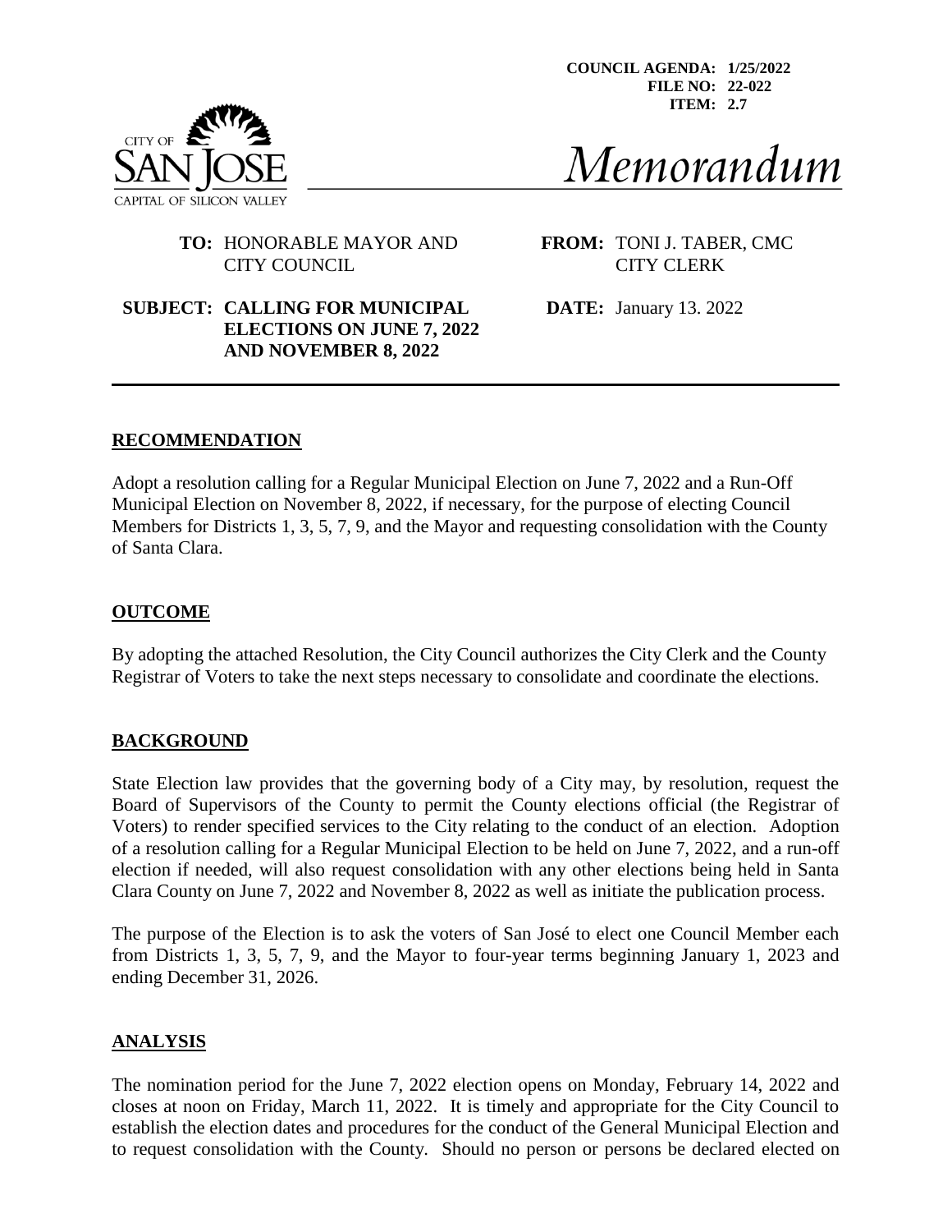COUNCIL AGENDA: 1/25/2022
FILE NO: 22-022
ITEM: 2.7

CITY OF SAN JOSE
CAPITAL OF SILICON VALLEY

# Memorandum

**TO:** HONORABLE MAYOR AND CITY COUNCIL

**FROM:** TONI J. TABER, CMC CITY CLERK

**SUBJECT: CALLING FOR MUNICIPAL ELECTIONS ON JUNE 7, 2022 AND NOVEMBER 8, 2022**

**DATE:** January 13. 2022

---

## RECOMMENDATION

Adopt a resolution calling for a Regular Municipal Election on June 7, 2022 and a Run-Off Municipal Election on November 8, 2022, if necessary, for the purpose of electing Council Members for Districts 1, 3, 5, 7, 9, and the Mayor and requesting consolidation with the County of Santa Clara.

## OUTCOME

By adopting the attached Resolution, the City Council authorizes the City Clerk and the County Registrar of Voters to take the next steps necessary to consolidate and coordinate the elections.

## BACKGROUND

State Election law provides that the governing body of a City may, by resolution, request the Board of Supervisors of the County to permit the County elections official (the Registrar of Voters) to render specified services to the City relating to the conduct of an election. Adoption of a resolution calling for a Regular Municipal Election to be held on June 7, 2022, and a run-off election if needed, will also request consolidation with any other elections being held in Santa Clara County on June 7, 2022 and November 8, 2022 as well as initiate the publication process.

The purpose of the Election is to ask the voters of San José to elect one Council Member each from Districts 1, 3, 5, 7, 9, and the Mayor to four-year terms beginning January 1, 2023 and ending December 31, 2026.

## ANALYSIS

The nomination period for the June 7, 2022 election opens on Monday, February 14, 2022 and closes at noon on Friday, March 11, 2022. It is timely and appropriate for the City Council to establish the election dates and procedures for the conduct of the General Municipal Election and to request consolidation with the County. Should no person or persons be declared elected on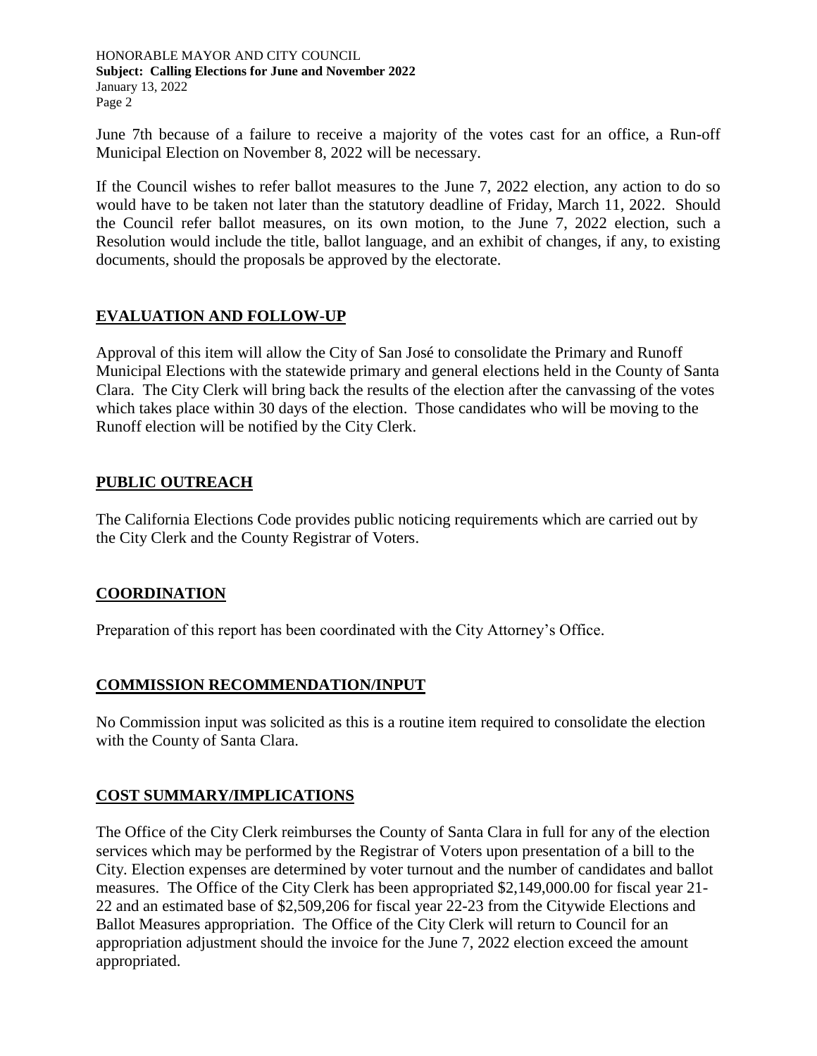June 7th because of a failure to receive a majority of the votes cast for an office, a Run-off Municipal Election on November 8, 2022 will be necessary.

If the Council wishes to refer ballot measures to the June 7, 2022 election, any action to do so would have to be taken not later than the statutory deadline of Friday, March 11, 2022. Should the Council refer ballot measures, on its own motion, to the June 7, 2022 election, such a Resolution would include the title, ballot language, and an exhibit of changes, if any, to existing documents, should the proposals be approved by the electorate.

## EVALUATION AND FOLLOW-UP

Approval of this item will allow the City of San José to consolidate the Primary and Runoff Municipal Elections with the statewide primary and general elections held in the County of Santa Clara. The City Clerk will bring back the results of the election after the canvassing of the votes which takes place within 30 days of the election. Those candidates who will be moving to the Runoff election will be notified by the City Clerk.

## PUBLIC OUTREACH

The California Elections Code provides public noticing requirements which are carried out by the City Clerk and the County Registrar of Voters.

## COORDINATION

Preparation of this report has been coordinated with the City Attorney's Office.

## COMMISSION RECOMMENDATION/INPUT

No Commission input was solicited as this is a routine item required to consolidate the election with the County of Santa Clara.

## COST SUMMARY/IMPLICATIONS

The Office of the City Clerk reimburses the County of Santa Clara in full for any of the election services which may be performed by the Registrar of Voters upon presentation of a bill to the City. Election expenses are determined by voter turnout and the number of candidates and ballot measures. The Office of the City Clerk has been appropriated $2,149,000.00 for fiscal year 21-22 and an estimated base of $2,509,206 for fiscal year 22-23 from the Citywide Elections and Ballot Measures appropriation. The Office of the City Clerk will return to Council for an appropriation adjustment should the invoice for the June 7, 2022 election exceed the amount appropriated.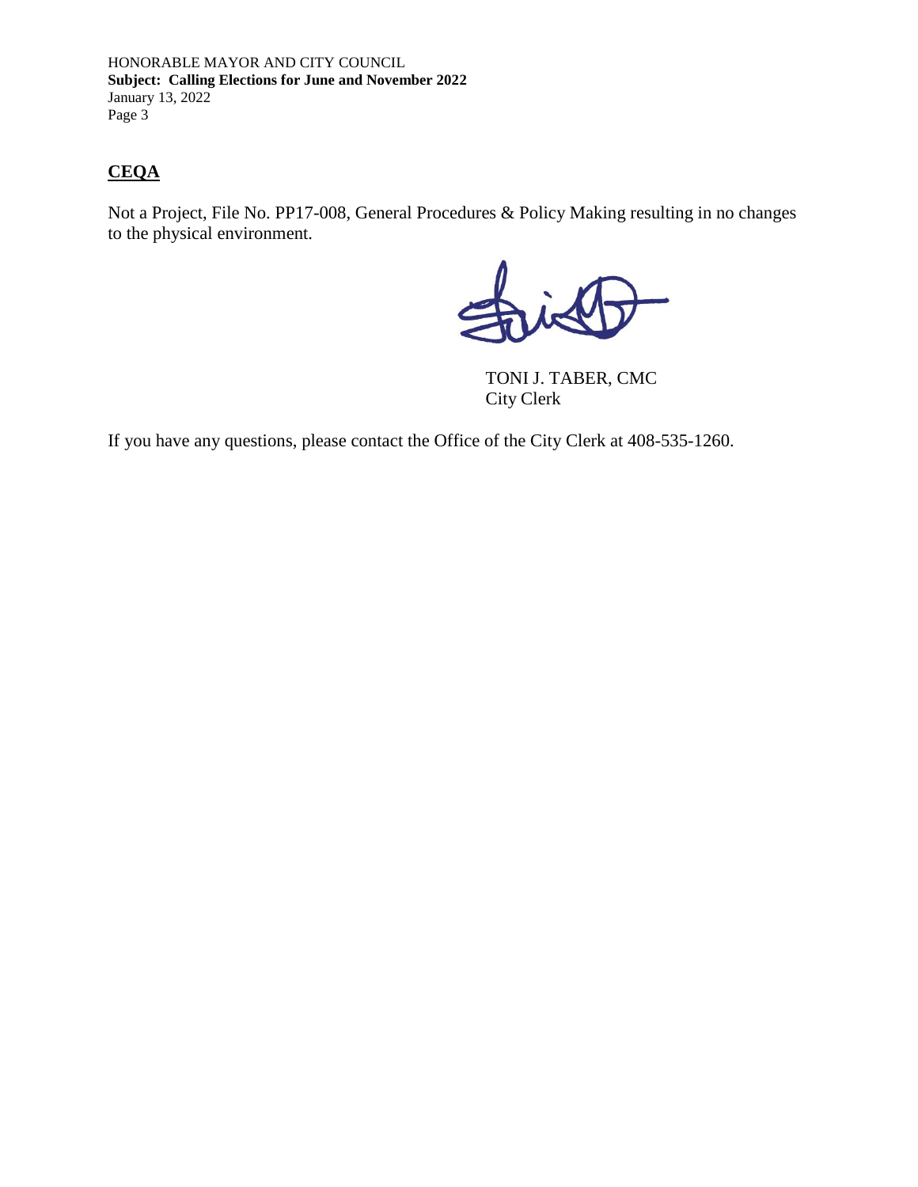## CEQA

Not a Project, File No. PP17-008, General Procedures & Policy Making resulting in no changes to the physical environment.

TONI J. TABER, CMC
City Clerk

If you have any questions, please contact the Office of the City Clerk at 408-535-1260.